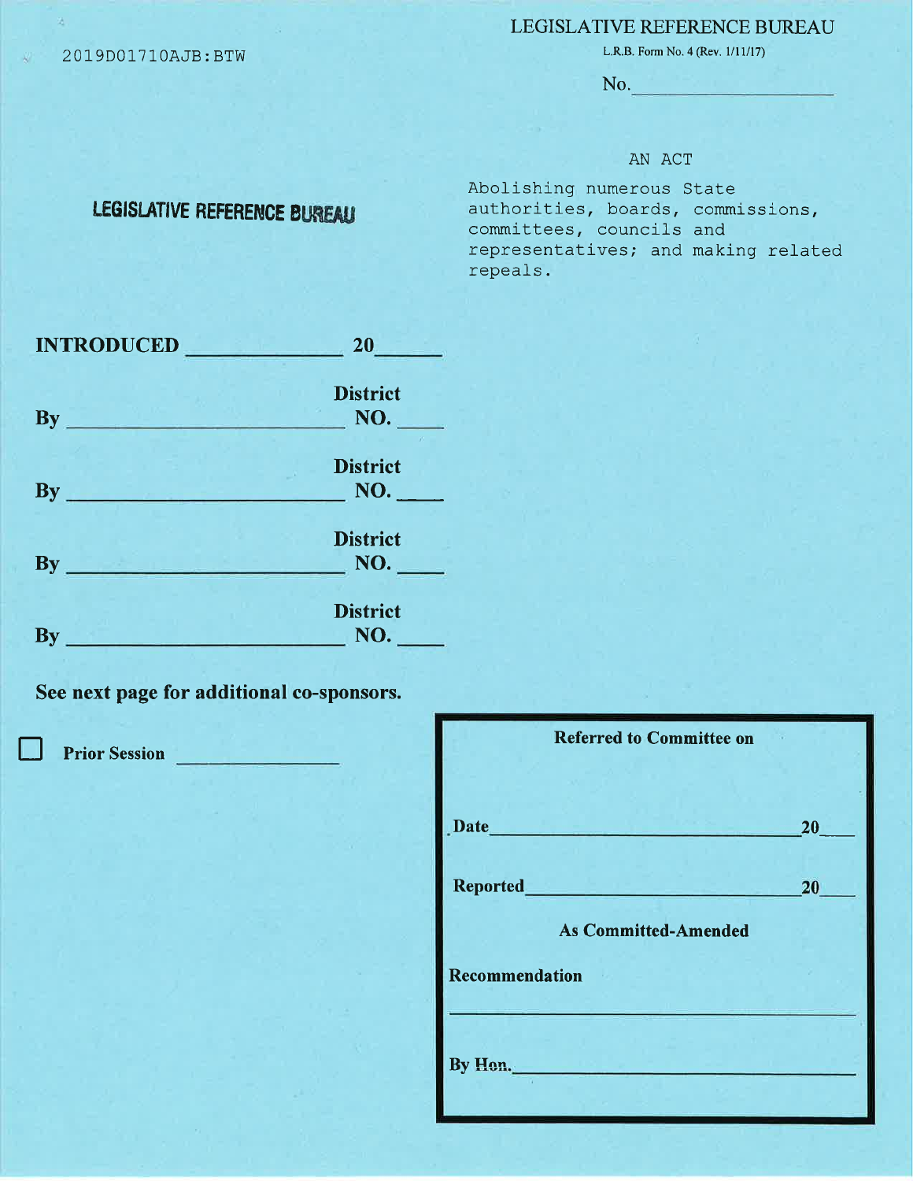2019D01710AJB:BTW

LEGISLATIVE REFERENCE BUREAU

L.R.B. Form No. 4 (Rev. 1/11/17)

No. ____________________

**LEGISLATIVE REFERENCE BUREAU**

AN ACT

Abolishing numerous State authorities, boards, commissions, committees, councils and representatives; and making related repeals.

**INTRODUCED** ______________ **20**______

**By** __________________________ **District NO.** ____

**By** __________________________ **District NO.** ____

**By** __________________________ **District NO.** ____

**By** __________________________ **District NO.** ____

**See next page for additional co-sponsors.**

☐ **Prior Session** ________________

**Referred to Committee on**

**Date** ______________________________ **20**____

**Reported** ______________________________ **20**____

**As Committed-Amended**

**Recommendation**

______________________________________

**By Hon.** ______________________________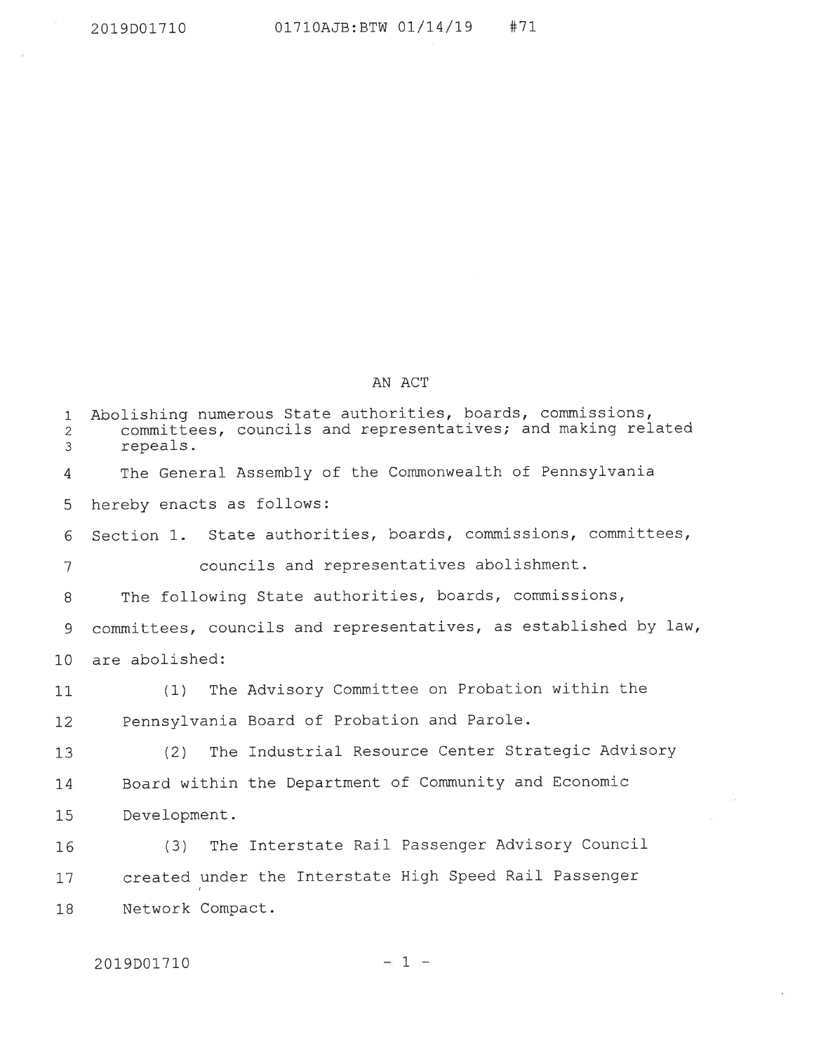AN ACT

Abolishing numerous State authorities, boards, commissions, committees, councils and representatives; and making related repeals.

The General Assembly of the Commonwealth of Pennsylvania hereby enacts as follows:

Section 1. State authorities, boards, commissions, committees, councils and representatives abolishment.

The following State authorities, boards, commissions, committees, councils and representatives, as established by law, are abolished:

(1) The Advisory Committee on Probation within the Pennsylvania Board of Probation and Parole.

(2) The Industrial Resource Center Strategic Advisory Board within the Department of Community and Economic Development.

(3) The Interstate Rail Passenger Advisory Council created under the Interstate High Speed Rail Passenger Network Compact.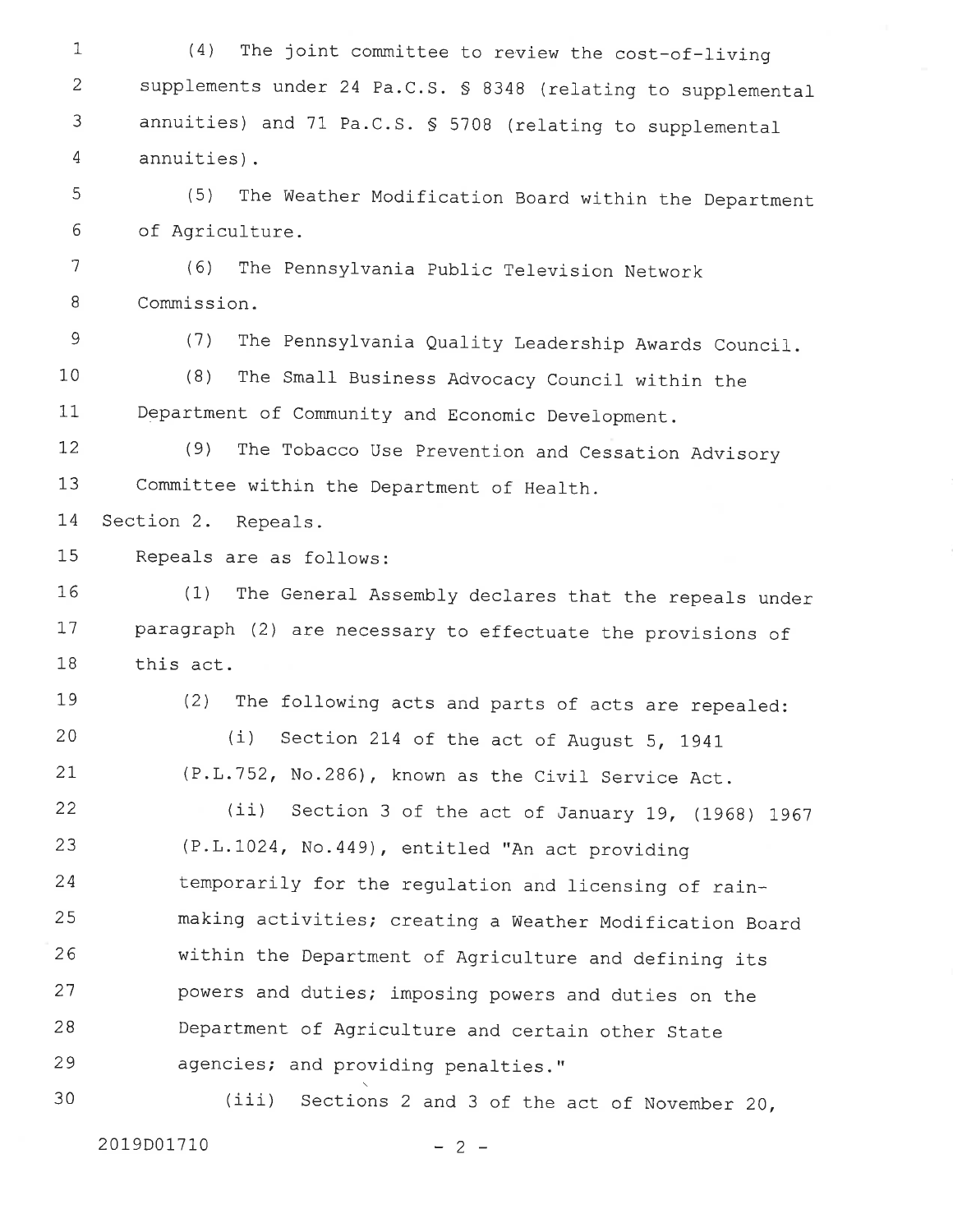(4) The joint committee to review the cost-of-living supplements under 24 Pa.C.S. § 8348 (relating to supplemental annuities) and 71 Pa.C.S. § 5708 (relating to supplemental annuities).

(5) The Weather Modification Board within the Department of Agriculture.

(6) The Pennsylvania Public Television Network Commission.

(7) The Pennsylvania Quality Leadership Awards Council.

(8) The Small Business Advocacy Council within the Department of Community and Economic Development.

(9) The Tobacco Use Prevention and Cessation Advisory Committee within the Department of Health.

Section 2. Repeals.

Repeals are as follows:

(1) The General Assembly declares that the repeals under paragraph (2) are necessary to effectuate the provisions of this act.

(2) The following acts and parts of acts are repealed:

(i) Section 214 of the act of August 5, 1941 (P.L.752, No.286), known as the Civil Service Act.

(ii) Section 3 of the act of January 19, (1968) 1967 (P.L.1024, No.449), entitled "An act providing temporarily for the regulation and licensing of rain-making activities; creating a Weather Modification Board within the Department of Agriculture and defining its powers and duties; imposing powers and duties on the Department of Agriculture and certain other State agencies; and providing penalties."

(iii) Sections 2 and 3 of the act of November 20,

2019D01710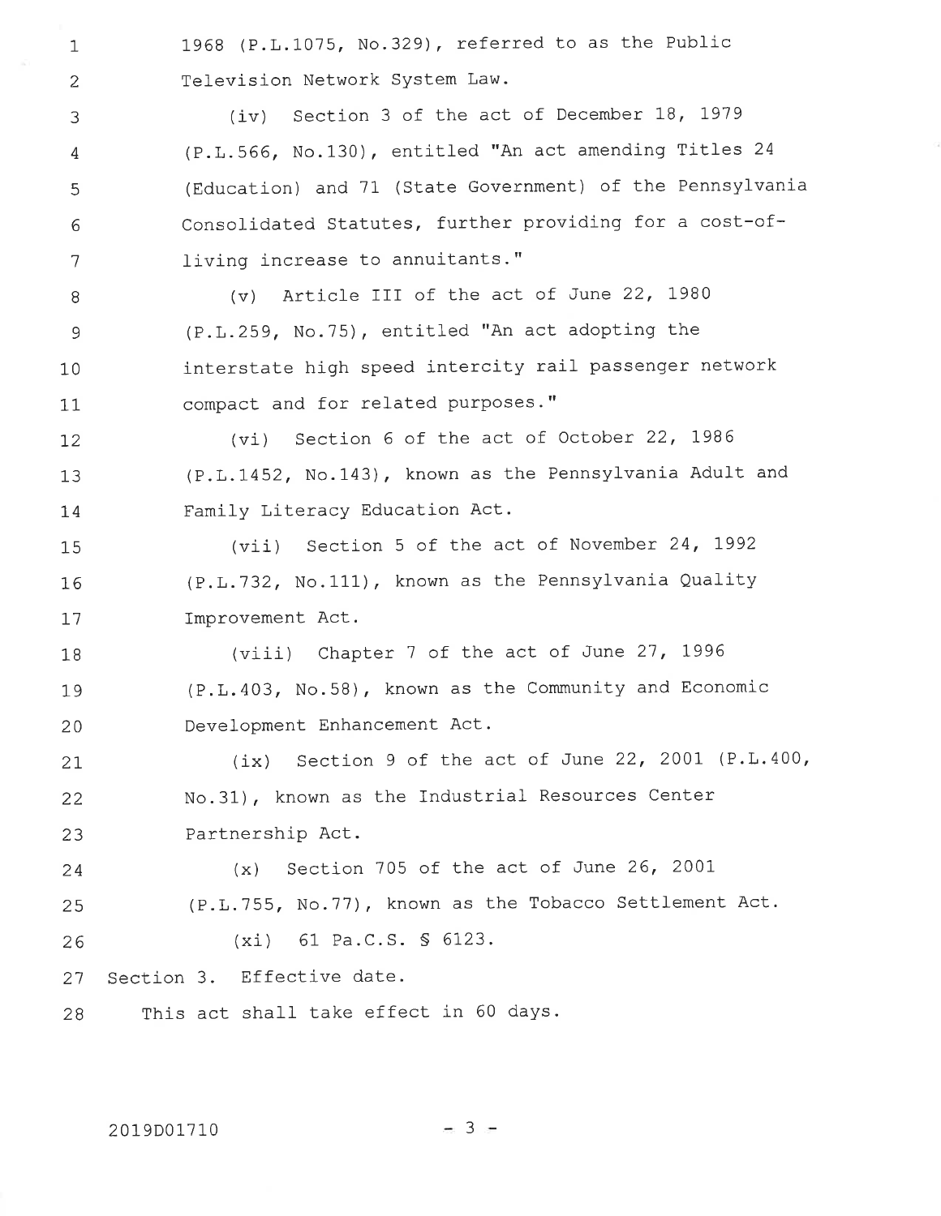1968 (P.L.1075, No.329), referred to as the Public Television Network System Law.

(iv) Section 3 of the act of December 18, 1979 (P.L.566, No.130), entitled "An act amending Titles 24 (Education) and 71 (State Government) of the Pennsylvania Consolidated Statutes, further providing for a cost-of-living increase to annuitants."

(v) Article III of the act of June 22, 1980 (P.L.259, No.75), entitled "An act adopting the interstate high speed intercity rail passenger network compact and for related purposes."

(vi) Section 6 of the act of October 22, 1986 (P.L.1452, No.143), known as the Pennsylvania Adult and Family Literacy Education Act.

(vii) Section 5 of the act of November 24, 1992 (P.L.732, No.111), known as the Pennsylvania Quality Improvement Act.

(viii) Chapter 7 of the act of June 27, 1996 (P.L.403, No.58), known as the Community and Economic Development Enhancement Act.

(ix) Section 9 of the act of June 22, 2001 (P.L.400, No.31), known as the Industrial Resources Center Partnership Act.

(x) Section 705 of the act of June 26, 2001 (P.L.755, No.77), known as the Tobacco Settlement Act.

(xi) 61 Pa.C.S. § 6123.

Section 3. Effective date.

This act shall take effect in 60 days.

2019D01710